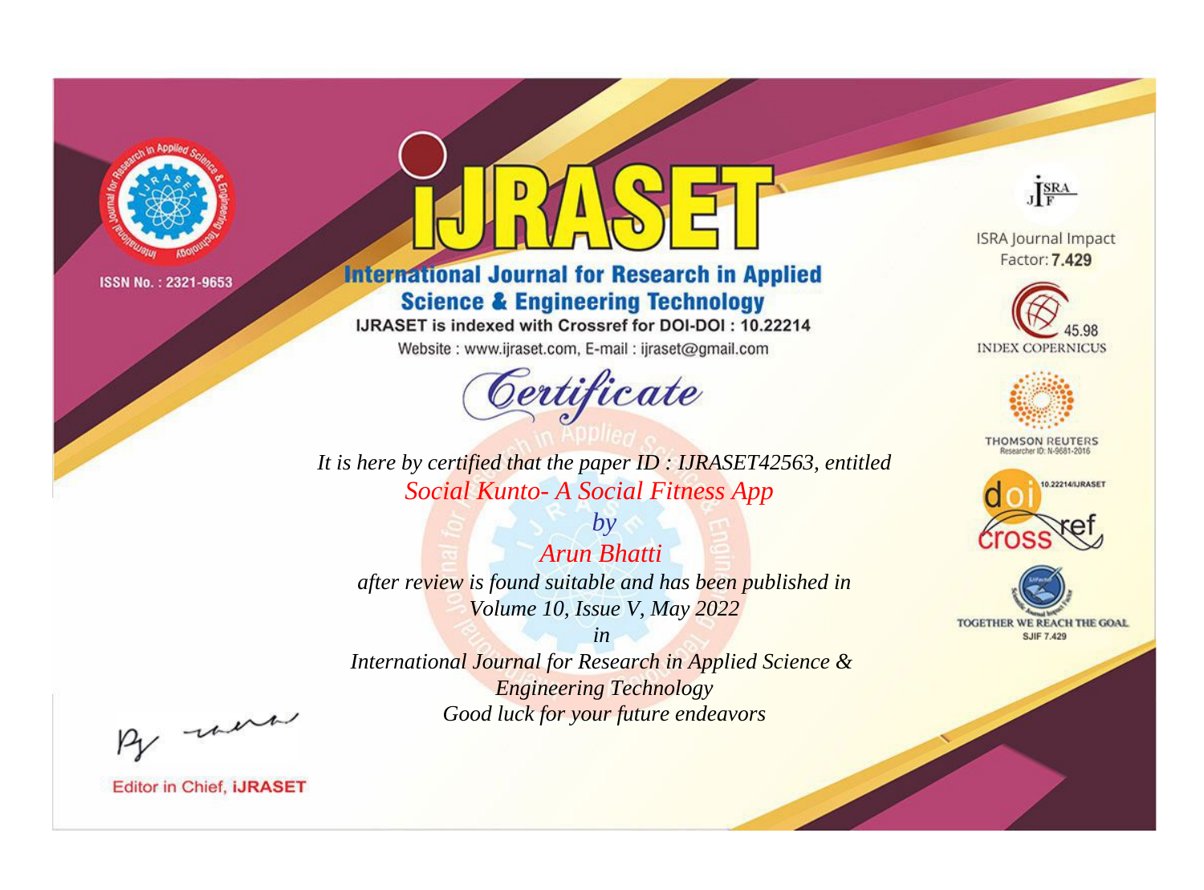ISSN No. : 2321-9653

# iJRASET

## International Journal for Research in Applied Science & Engineering Technology

IJRASET is indexed with Crossref for DOI-DOI : 10.22214

Website : www.ijraset.com, E-mail : ijraset@gmail.com

ISRA Journal Impact Factor: **7.429**

45.98 INDEX COPERNICUS

THOMSON REUTERS Researcher ID: N-9681-2016

10.22214/IJRASET

TOGETHER WE REACH THE GOAL SJIF 7.429

# *Certificate*

*It is here by certified that the paper ID : IJRASET42563, entitled*

*Social Kunto- A Social Fitness App*

*by*

*Arun Bhatti*

*after review is found suitable and has been published in*

*Volume 10, Issue V, May 2022*

*in*

*International Journal for Research in Applied Science & Engineering Technology*

*Good luck for your future endeavors*

Editor in Chief, **iJRASET**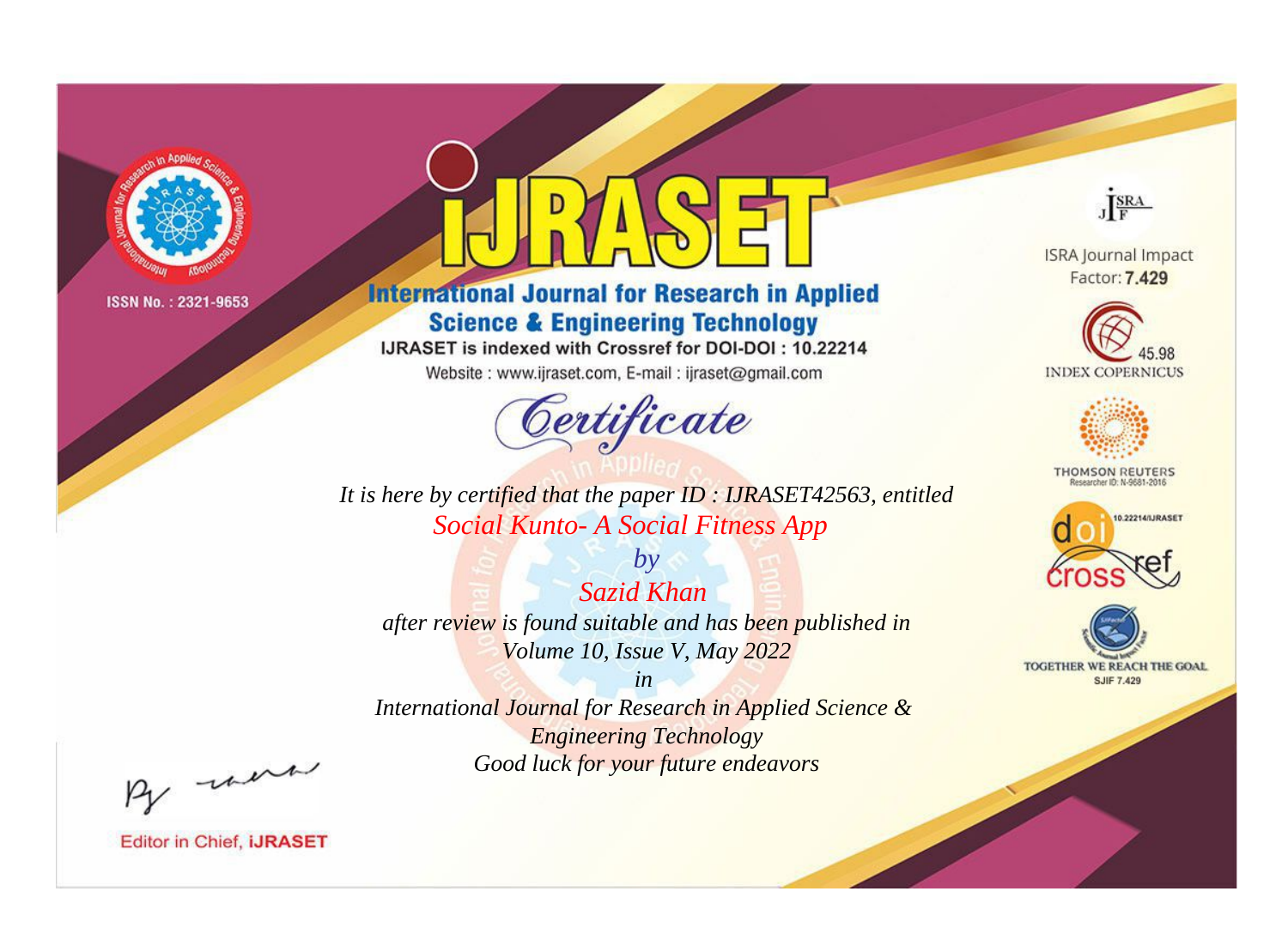ISSN No. : 2321-9653

# iJRASET

## International Journal for Research in Applied Science & Engineering Technology

IJRASET is indexed with Crossref for DOI-DOI : 10.22214

Website : www.ijraset.com, E-mail : ijraset@gmail.com

ISRA Journal Impact Factor: **7.429**

45.98 INDEX COPERNICUS

THOMSON REUTERS Researcher ID: N-9681-2016

10.22214/IJRASET

TOGETHER WE REACH THE GOAL SJIF 7.429

## *Certificate*

*It is here by certified that the paper ID : IJRASET42563, entitled*

*Social Kunto- A Social Fitness App*

*by*

*Sazid Khan*

*after review is found suitable and has been published in*

*Volume 10, Issue V, May 2022*

*in*

*International Journal for Research in Applied Science & Engineering Technology*

*Good luck for your future endeavors*

Editor in Chief, **iJRASET**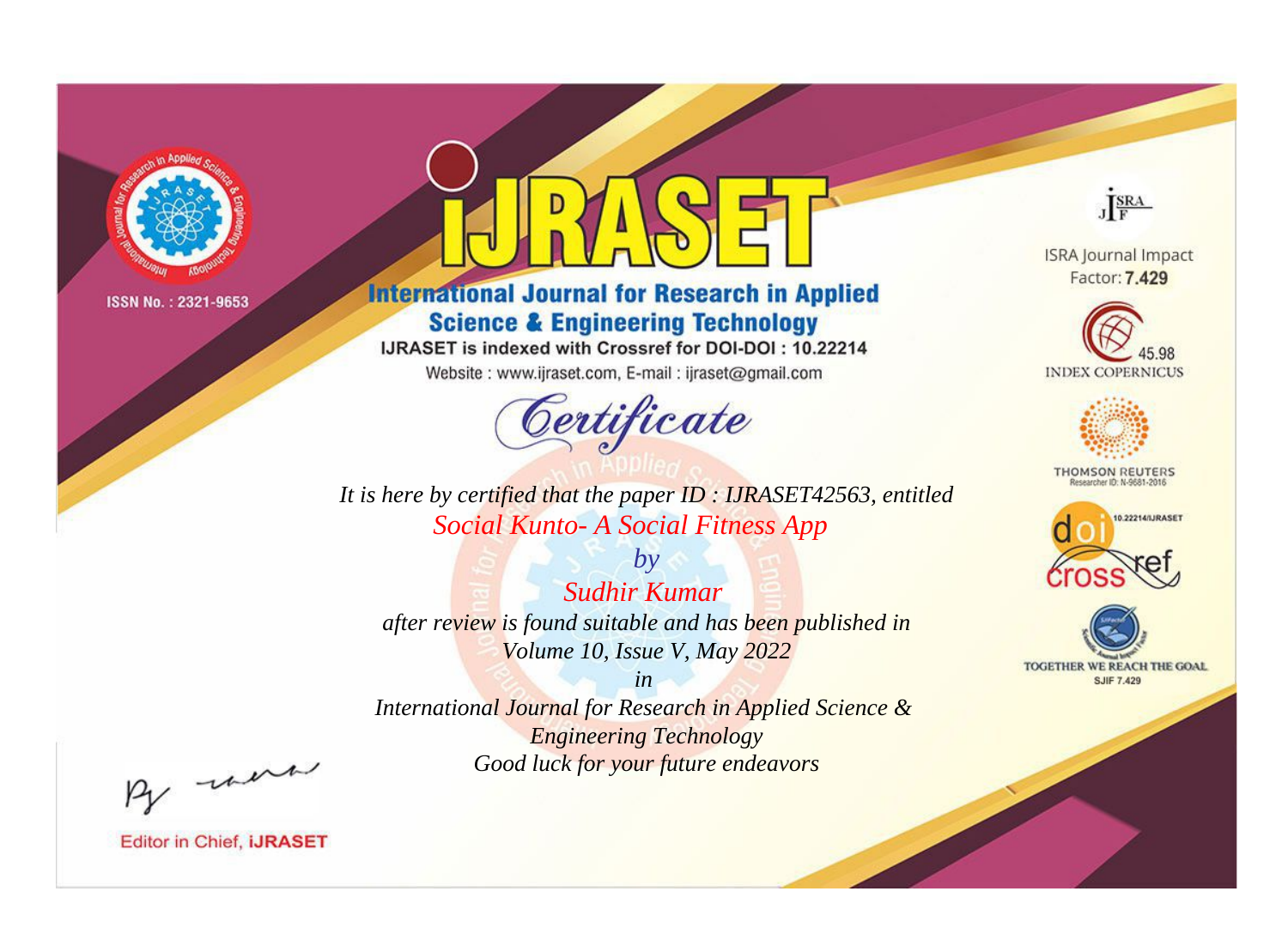ISSN No. : 2321-9653

# iJRASET

## International Journal for Research in Applied Science & Engineering Technology

IJRASET is indexed with Crossref for DOI-DOI : 10.22214

Website : www.ijraset.com, E-mail : ijraset@gmail.com

*Certificate*

*It is here by certified that the paper ID : IJRASET42563, entitled*

*Social Kunto- A Social Fitness App*

*by*

*Sudhir Kumar*

*after review is found suitable and has been published in*

*Volume 10, Issue V, May 2022*

*in*

*International Journal for Research in Applied Science & Engineering Technology*

*Good luck for your future endeavors*

ISRA Journal Impact Factor: **7.429**

45.98 INDEX COPERNICUS

THOMSON REUTERS Researcher ID: N-9681-2016

10.22214/IJRASET

TOGETHER WE REACH THE GOAL SJIF 7.429

Editor in Chief, **iJRASET**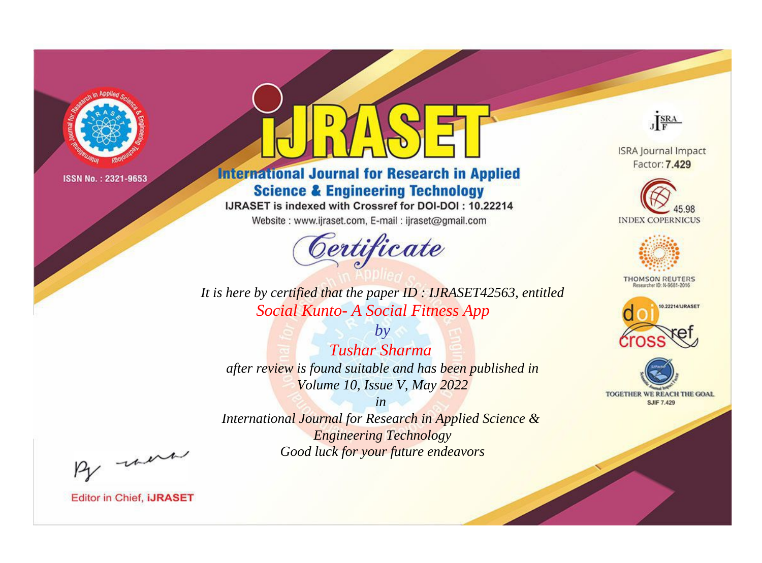ISSN No. : 2321-9653

# iJRASET

## International Journal for Research in Applied Science & Engineering Technology

IJRASET is indexed with Crossref for DOI-DOI : 10.22214

Website : www.ijraset.com, E-mail : ijraset@gmail.com

# Certificate

*It is here by certified that the paper ID : IJRASET42563, entitled*

*Social Kunto- A Social Fitness App*

*by*

*Tushar Sharma*

*after review is found suitable and has been published in*

*Volume 10, Issue V, May 2022*

*in*

*International Journal for Research in Applied Science & Engineering Technology*

*Good luck for your future endeavors*

ISRA Journal Impact Factor: **7.429**

45.98 INDEX COPERNICUS

THOMSON REUTERS Researcher ID: N-9681-2016

10.22214/IJRASET

TOGETHER WE REACH THE GOAL SJIF 7.429

Editor in Chief, **iJRASET**